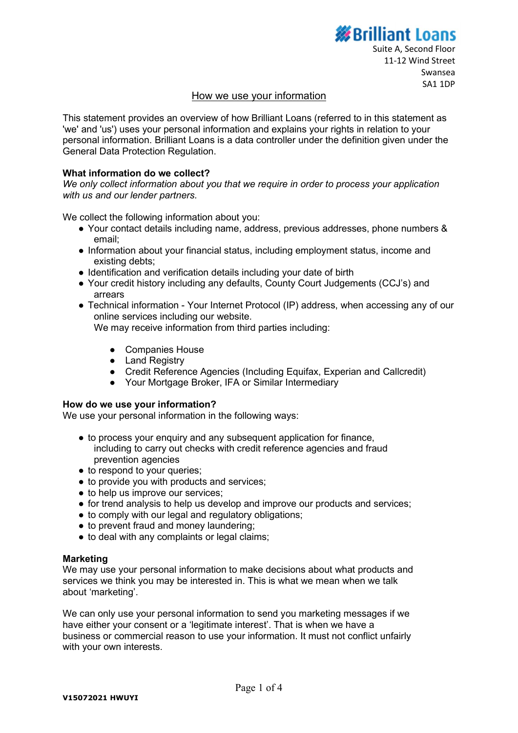**Brilliant Loans**

Suite A, Second Floor
11-12 Wind Street
Swansea
SA1 1DP

# How we use your information

This statement provides an overview of how Brilliant Loans (referred to in this statement as 'we' and 'us') uses your personal information and explains your rights in relation to your personal information. Brilliant Loans is a data controller under the definition given under the General Data Protection Regulation.

**What information do we collect?**
*We only collect information about you that we require in order to process your application with us and our lender partners.*

We collect the following information about you:

- Your contact details including name, address, previous addresses, phone numbers & email;
- Information about your financial status, including employment status, income and existing debts;
- Identification and verification details including your date of birth
- Your credit history including any defaults, County Court Judgements (CCJ's) and arrears
- Technical information - Your Internet Protocol (IP) address, when accessing any of our online services including our website.
  We may receive information from third parties including:
  - Companies House
  - Land Registry
  - Credit Reference Agencies (Including Equifax, Experian and Callcredit)
  - Your Mortgage Broker, IFA or Similar Intermediary

**How do we use your information?**
We use your personal information in the following ways:

- to process your enquiry and any subsequent application for finance, including to carry out checks with credit reference agencies and fraud prevention agencies
- to respond to your queries;
- to provide you with products and services;
- to help us improve our services;
- for trend analysis to help us develop and improve our products and services;
- to comply with our legal and regulatory obligations;
- to prevent fraud and money laundering;
- to deal with any complaints or legal claims;

**Marketing**
We may use your personal information to make decisions about what products and services we think you may be interested in. This is what we mean when we talk about 'marketing'.

We can only use your personal information to send you marketing messages if we have either your consent or a 'legitimate interest'. That is when we have a business or commercial reason to use your information. It must not conflict unfairly with your own interests.

V15072021 HWUYI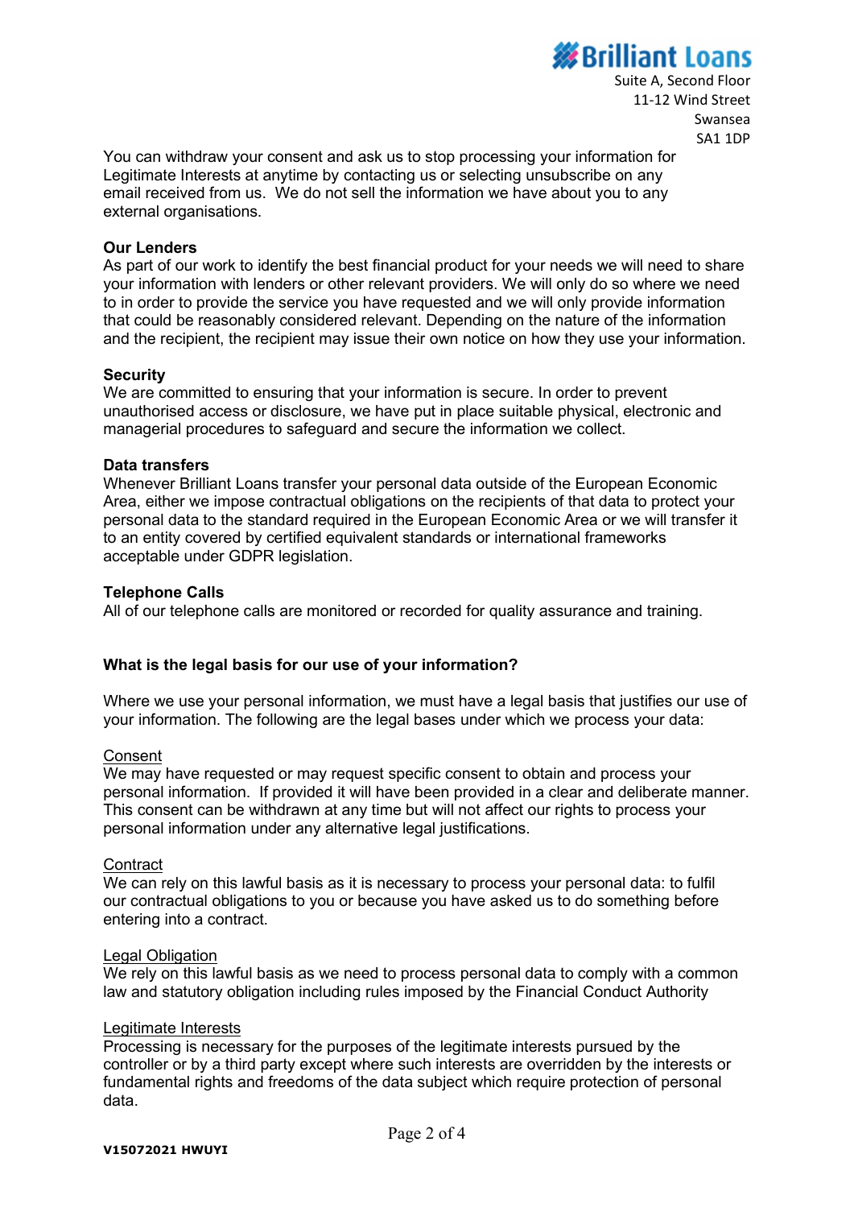You can withdraw your consent and ask us to stop processing your information for Legitimate Interests at anytime by contacting us or selecting unsubscribe on any email received from us. We do not sell the information we have about you to any external organisations.

**Our Lenders**

As part of our work to identify the best financial product for your needs we will need to share your information with lenders or other relevant providers. We will only do so where we need to in order to provide the service you have requested and we will only provide information that could be reasonably considered relevant. Depending on the nature of the information and the recipient, the recipient may issue their own notice on how they use your information.

**Security**

We are committed to ensuring that your information is secure. In order to prevent unauthorised access or disclosure, we have put in place suitable physical, electronic and managerial procedures to safeguard and secure the information we collect.

**Data transfers**

Whenever Brilliant Loans transfer your personal data outside of the European Economic Area, either we impose contractual obligations on the recipients of that data to protect your personal data to the standard required in the European Economic Area or we will transfer it to an entity covered by certified equivalent standards or international frameworks acceptable under GDPR legislation.

**Telephone Calls**

All of our telephone calls are monitored or recorded for quality assurance and training.

**What is the legal basis for our use of your information?**

Where we use your personal information, we must have a legal basis that justifies our use of your information. The following are the legal bases under which we process your data:

Consent

We may have requested or may request specific consent to obtain and process your personal information. If provided it will have been provided in a clear and deliberate manner. This consent can be withdrawn at any time but will not affect our rights to process your personal information under any alternative legal justifications.

Contract

We can rely on this lawful basis as it is necessary to process your personal data: to fulfil our contractual obligations to you or because you have asked us to do something before entering into a contract.

Legal Obligation

We rely on this lawful basis as we need to process personal data to comply with a common law and statutory obligation including rules imposed by the Financial Conduct Authority

Legitimate Interests

Processing is necessary for the purposes of the legitimate interests pursued by the controller or by a third party except where such interests are overridden by the interests or fundamental rights and freedoms of the data subject which require protection of personal data.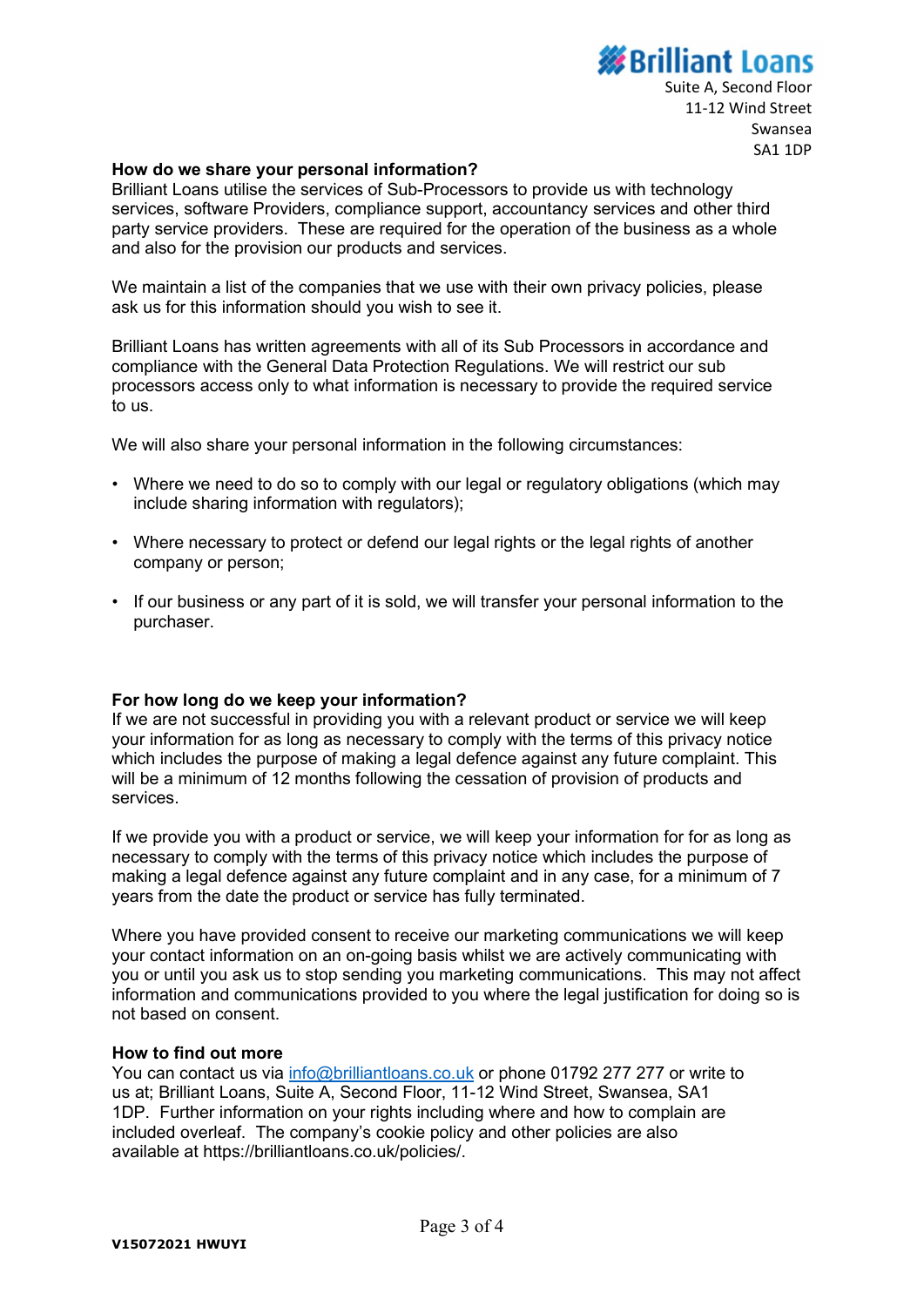Brilliant Loans
Suite A, Second Floor
11-12 Wind Street
Swansea
SA1 1DP

**How do we share your personal information?**
Brilliant Loans utilise the services of Sub-Processors to provide us with technology services, software Providers, compliance support, accountancy services and other third party service providers. These are required for the operation of the business as a whole and also for the provision our products and services.

We maintain a list of the companies that we use with their own privacy policies, please ask us for this information should you wish to see it.

Brilliant Loans has written agreements with all of its Sub Processors in accordance and compliance with the General Data Protection Regulations. We will restrict our sub processors access only to what information is necessary to provide the required service to us.

We will also share your personal information in the following circumstances:

- Where we need to do so to comply with our legal or regulatory obligations (which may include sharing information with regulators);
- Where necessary to protect or defend our legal rights or the legal rights of another company or person;
- If our business or any part of it is sold, we will transfer your personal information to the purchaser.

**For how long do we keep your information?**
If we are not successful in providing you with a relevant product or service we will keep your information for as long as necessary to comply with the terms of this privacy notice which includes the purpose of making a legal defence against any future complaint. This will be a minimum of 12 months following the cessation of provision of products and services.

If we provide you with a product or service, we will keep your information for for as long as necessary to comply with the terms of this privacy notice which includes the purpose of making a legal defence against any future complaint and in any case, for a minimum of 7 years from the date the product or service has fully terminated.

Where you have provided consent to receive our marketing communications we will keep your contact information on an on-going basis whilst we are actively communicating with you or until you ask us to stop sending you marketing communications. This may not affect information and communications provided to you where the legal justification for doing so is not based on consent.

**How to find out more**
You can contact us via info@brilliantloans.co.uk or phone 01792 277 277 or write to us at; Brilliant Loans, Suite A, Second Floor, 11-12 Wind Street, Swansea, SA1 1DP. Further information on your rights including where and how to complain are included overleaf. The company's cookie policy and other policies are also available at https://brilliantloans.co.uk/policies/.

**V15072021 HWUYI**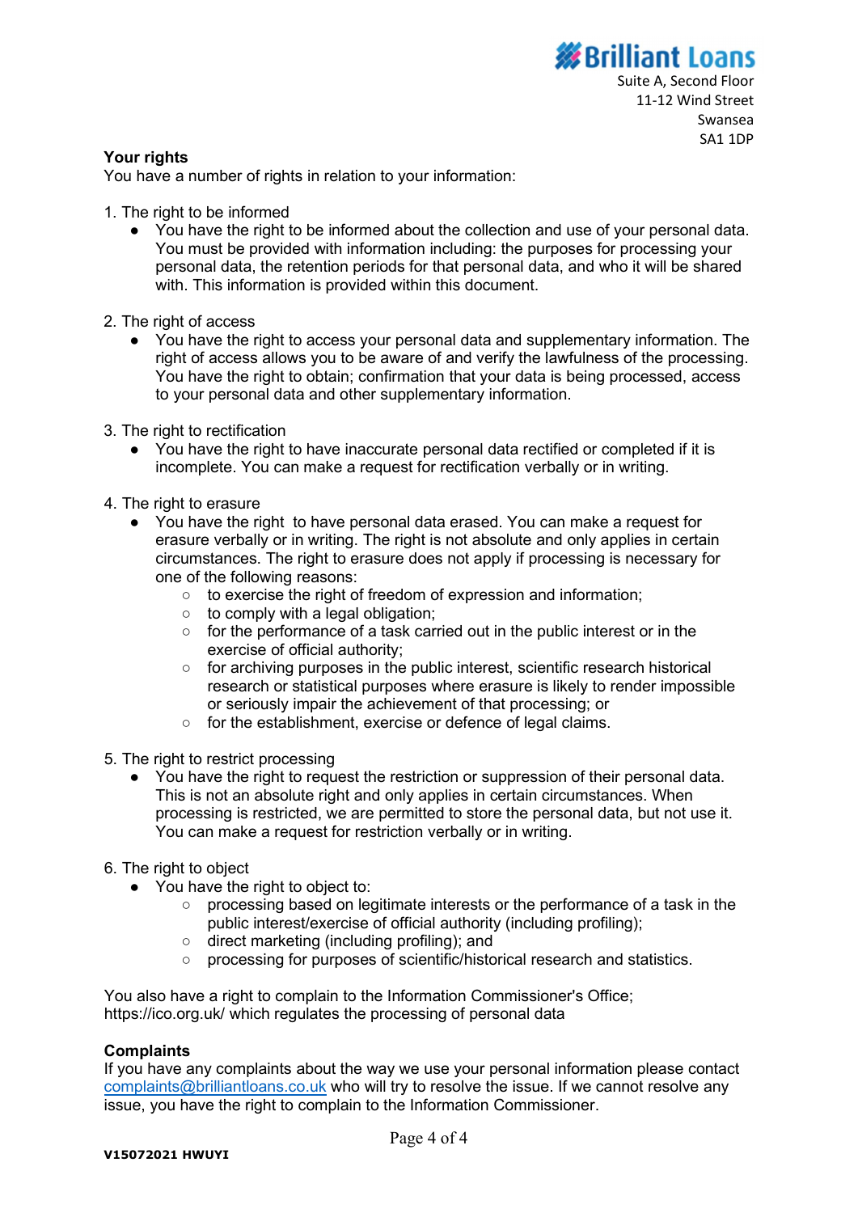Brilliant Loans
Suite A, Second Floor
11-12 Wind Street
Swansea
SA1 1DP

**Your rights**
You have a number of rights in relation to your information:

1. The right to be informed
   - You have the right to be informed about the collection and use of your personal data. You must be provided with information including: the purposes for processing your personal data, the retention periods for that personal data, and who it will be shared with. This information is provided within this document.

2. The right of access
   - You have the right to access your personal data and supplementary information. The right of access allows you to be aware of and verify the lawfulness of the processing. You have the right to obtain; confirmation that your data is being processed, access to your personal data and other supplementary information.

3. The right to rectification
   - You have the right to have inaccurate personal data rectified or completed if it is incomplete. You can make a request for rectification verbally or in writing.

4. The right to erasure
   - You have the right to have personal data erased. You can make a request for erasure verbally or in writing. The right is not absolute and only applies in certain circumstances. The right to erasure does not apply if processing is necessary for one of the following reasons:
     - to exercise the right of freedom of expression and information;
     - to comply with a legal obligation;
     - for the performance of a task carried out in the public interest or in the exercise of official authority;
     - for archiving purposes in the public interest, scientific research historical research or statistical purposes where erasure is likely to render impossible or seriously impair the achievement of that processing; or
     - for the establishment, exercise or defence of legal claims.

5. The right to restrict processing
   - You have the right to request the restriction or suppression of their personal data. This is not an absolute right and only applies in certain circumstances. When processing is restricted, we are permitted to store the personal data, but not use it. You can make a request for restriction verbally or in writing.

6. The right to object
   - You have the right to object to:
     - processing based on legitimate interests or the performance of a task in the public interest/exercise of official authority (including profiling);
     - direct marketing (including profiling); and
     - processing for purposes of scientific/historical research and statistics.

You also have a right to complain to the Information Commissioner's Office; https://ico.org.uk/ which regulates the processing of personal data

**Complaints**
If you have any complaints about the way we use your personal information please contact complaints@brilliantloans.co.uk who will try to resolve the issue. If we cannot resolve any issue, you have the right to complain to the Information Commissioner.

**V15072021 HWUYI**